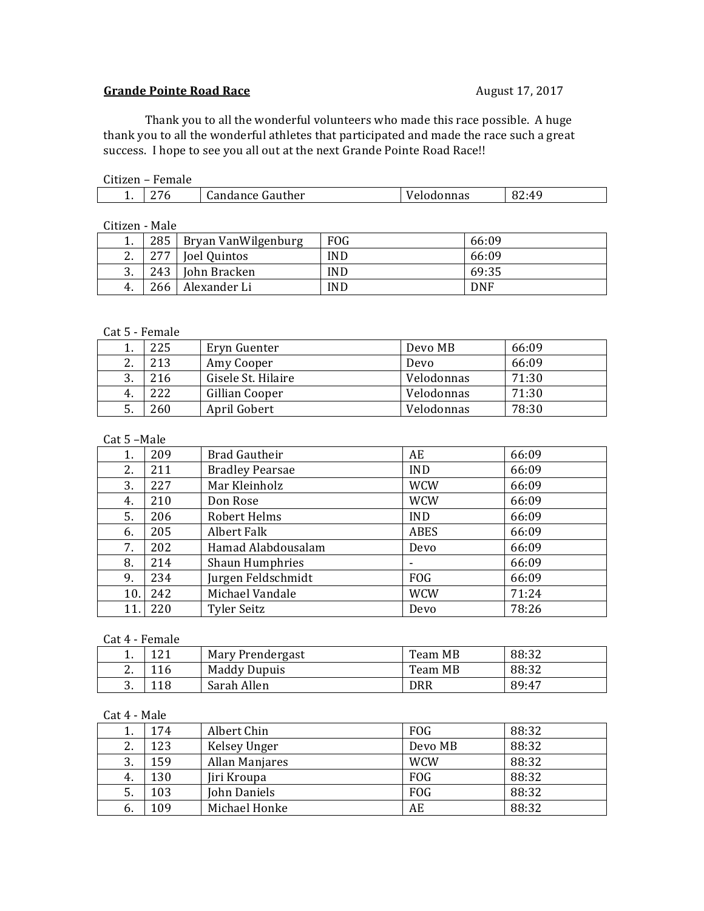**Grande Pointe Road Race** August 17, 2017

Thank you to all the wonderful volunteers who made this race possible. A huge thank you to all the wonderful athletes that participated and made the race such a great success. I hope to see you all out at the next Grande Pointe Road Race!!

Citizen – Female

| | | | | |
|---|---|---|---|---|
| 1. | 276 | Candance Gauther | Velodonnas | 82:49 |

Citizen - Male

| | | | | |
|---|---|---|---|---|
| 1. | 285 | Bryan VanWilgenburg | FOG | 66:09 |
| 2. | 277 | Joel Quintos | IND | 66:09 |
| 3. | 243 | John Bracken | IND | 69:35 |
| 4. | 266 | Alexander Li | IND | DNF |

Cat 5 - Female

| | | | | |
|---|---|---|---|---|
| 1. | 225 | Eryn Guenter | Devo MB | 66:09 |
| 2. | 213 | Amy Cooper | Devo | 66:09 |
| 3. | 216 | Gisele St. Hilaire | Velodonnas | 71:30 |
| 4. | 222 | Gillian Cooper | Velodonnas | 71:30 |
| 5. | 260 | April Gobert | Velodonnas | 78:30 |

Cat 5 –Male

| | | | | |
|---|---|---|---|---|
| 1. | 209 | Brad Gautheir | AE | 66:09 |
| 2. | 211 | Bradley Pearsae | IND | 66:09 |
| 3. | 227 | Mar Kleinholz | WCW | 66:09 |
| 4. | 210 | Don Rose | WCW | 66:09 |
| 5. | 206 | Robert Helms | IND | 66:09 |
| 6. | 205 | Albert Falk | ABES | 66:09 |
| 7. | 202 | Hamad Alabdousalam | Devo | 66:09 |
| 8. | 214 | Shaun Humphries | - | 66:09 |
| 9. | 234 | Jurgen Feldschmidt | FOG | 66:09 |
| 10. | 242 | Michael Vandale | WCW | 71:24 |
| 11. | 220 | Tyler Seitz | Devo | 78:26 |

Cat 4 - Female

| | | | | |
|---|---|---|---|---|
| 1. | 121 | Mary Prendergast | Team MB | 88:32 |
| 2. | 116 | Maddy Dupuis | Team MB | 88:32 |
| 3. | 118 | Sarah Allen | DRR | 89:47 |

Cat 4 - Male

| | | | | |
|---|---|---|---|---|
| 1. | 174 | Albert Chin | FOG | 88:32 |
| 2. | 123 | Kelsey Unger | Devo MB | 88:32 |
| 3. | 159 | Allan Manjares | WCW | 88:32 |
| 4. | 130 | Jiri Kroupa | FOG | 88:32 |
| 5. | 103 | John Daniels | FOG | 88:32 |
| 6. | 109 | Michael Honke | AE | 88:32 |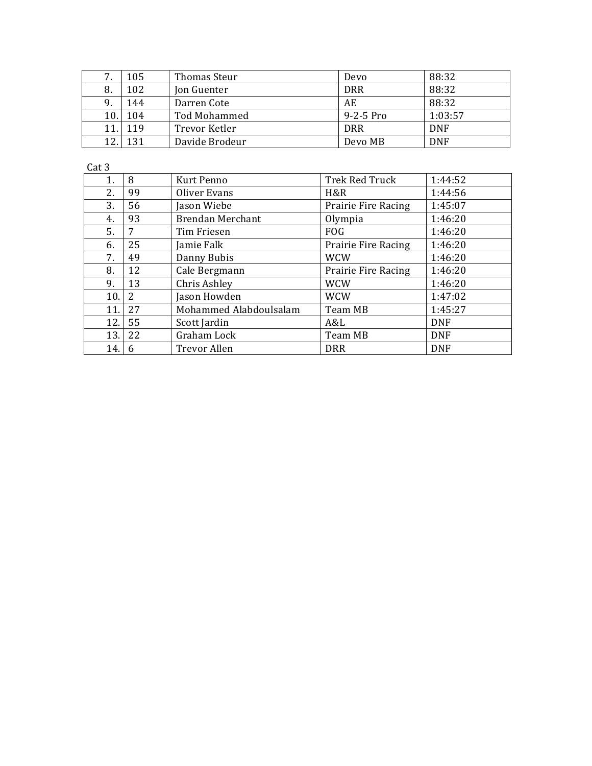| | | | | |
|---|---|---|---|---|
| 7. | 105 | Thomas Steur | Devo | 88:32 |
| 8. | 102 | Jon Guenter | DRR | 88:32 |
| 9. | 144 | Darren Cote | AE | 88:32 |
| 10. | 104 | Tod Mohammed | 9-2-5 Pro | 1:03:57 |
| 11. | 119 | Trevor Ketler | DRR | DNF |
| 12. | 131 | Davide Brodeur | Devo MB | DNF |

Cat 3

| | | | | |
|---|---|---|---|---|
| 1. | 8 | Kurt Penno | Trek Red Truck | 1:44:52 |
| 2. | 99 | Oliver Evans | H&R | 1:44:56 |
| 3. | 56 | Jason Wiebe | Prairie Fire Racing | 1:45:07 |
| 4. | 93 | Brendan Merchant | Olympia | 1:46:20 |
| 5. | 7 | Tim Friesen | FOG | 1:46:20 |
| 6. | 25 | Jamie Falk | Prairie Fire Racing | 1:46:20 |
| 7. | 49 | Danny Bubis | WCW | 1:46:20 |
| 8. | 12 | Cale Bergmann | Prairie Fire Racing | 1:46:20 |
| 9. | 13 | Chris Ashley | WCW | 1:46:20 |
| 10. | 2 | Jason Howden | WCW | 1:47:02 |
| 11. | 27 | Mohammed Alabdoulsalam | Team MB | 1:45:27 |
| 12. | 55 | Scott Jardin | A&L | DNF |
| 13. | 22 | Graham Lock | Team MB | DNF |
| 14. | 6 | Trevor Allen | DRR | DNF |